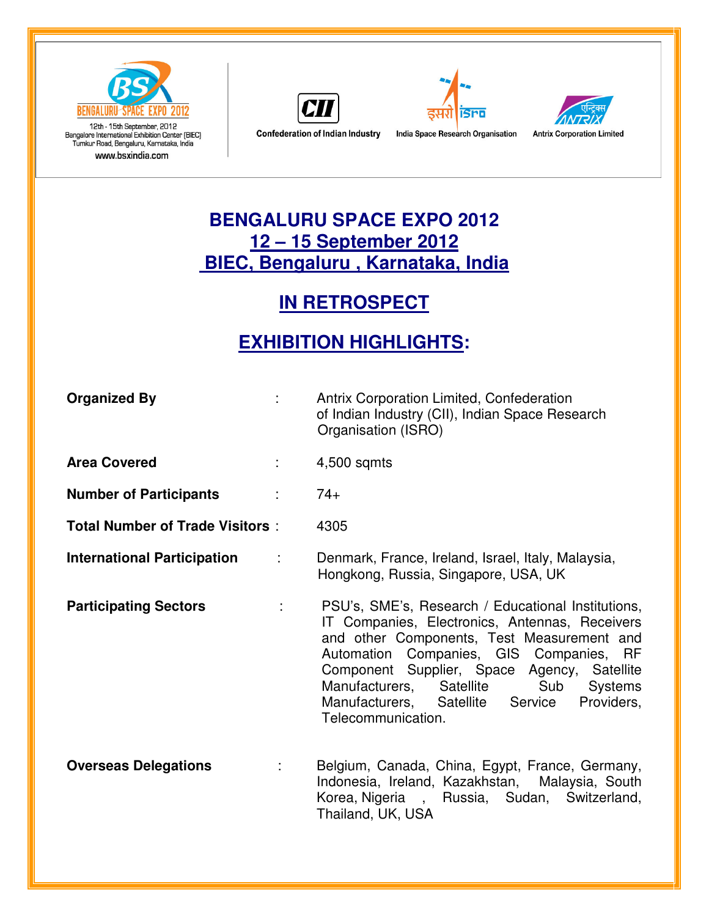12th - 15th September, 2012
Bangalore International Exhibition Center (BIEC)
Tumkur Road, Bengaluru, Karnataka, India
www.bsxindia.com

Confederation of Indian Industry | India Space Research Organisation | Antrix Corporation Limited

# BENGALURU SPACE EXPO 2012
## 12 – 15 September 2012
## BIEC, Bengaluru , Karnataka, India

## IN RETROSPECT

## EXHIBITION HIGHLIGHTS:

**Organized By** : Antrix Corporation Limited, Confederation of Indian Industry (CII), Indian Space Research Organisation (ISRO)

**Area Covered** : 4,500 sqmts

**Number of Participants** : 74+

**Total Number of Trade Visitors** : 4305

**International Participation** : Denmark, France, Ireland, Israel, Italy, Malaysia, Hongkong, Russia, Singapore, USA, UK

**Participating Sectors** : PSU's, SME's, Research / Educational Institutions, IT Companies, Electronics, Antennas, Receivers and other Components, Test Measurement and Automation Companies, GIS Companies, RF Component Supplier, Space Agency, Satellite Manufacturers, Satellite Sub Systems Manufacturers, Satellite Service Providers, Telecommunication.

**Overseas Delegations** : Belgium, Canada, China, Egypt, France, Germany, Indonesia, Ireland, Kazakhstan, Malaysia, South Korea, Nigeria , Russia, Sudan, Switzerland, Thailand, UK, USA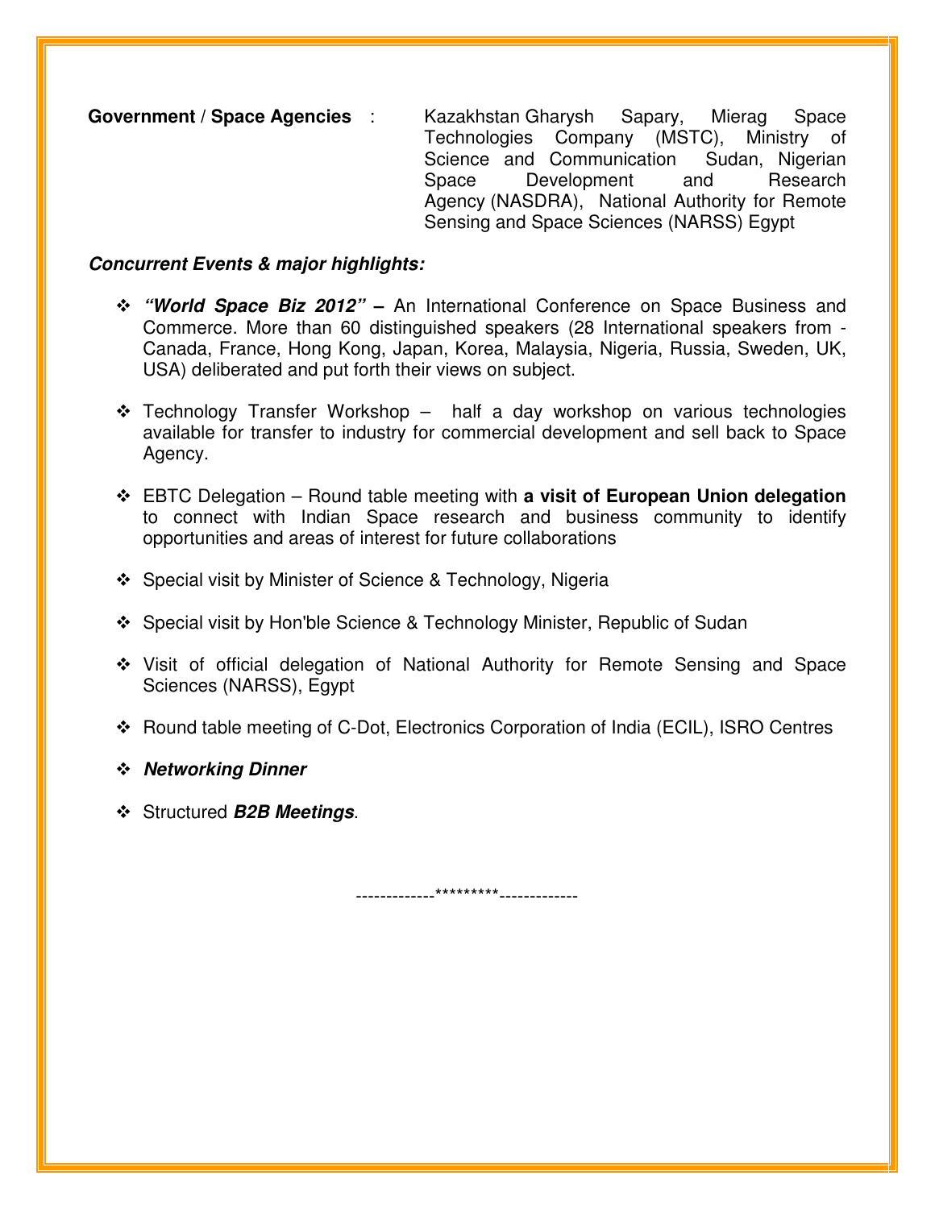**Government / Space Agencies** : Kazakhstan Gharysh Sapary, Mierag Space Technologies Company (MSTC), Ministry of Science and Communication Sudan, Nigerian Space Development and Research Agency (NASDRA), National Authority for Remote Sensing and Space Sciences (NARSS) Egypt

***Concurrent Events & major highlights:***

- ***"World Space Biz 2012" –*** An International Conference on Space Business and Commerce. More than 60 distinguished speakers (28 International speakers from - Canada, France, Hong Kong, Japan, Korea, Malaysia, Nigeria, Russia, Sweden, UK, USA) deliberated and put forth their views on subject.

- Technology Transfer Workshop – half a day workshop on various technologies available for transfer to industry for commercial development and sell back to Space Agency.

- EBTC Delegation – Round table meeting with **a visit of European Union delegation** to connect with Indian Space research and business community to identify opportunities and areas of interest for future collaborations

- Special visit by Minister of Science & Technology, Nigeria

- Special visit by Hon'ble Science & Technology Minister, Republic of Sudan

- Visit of official delegation of National Authority for Remote Sensing and Space Sciences (NARSS), Egypt

- Round table meeting of C-Dot, Electronics Corporation of India (ECIL), ISRO Centres

- ***Networking Dinner***

- Structured ***B2B Meetings***.

-------------*********-------------